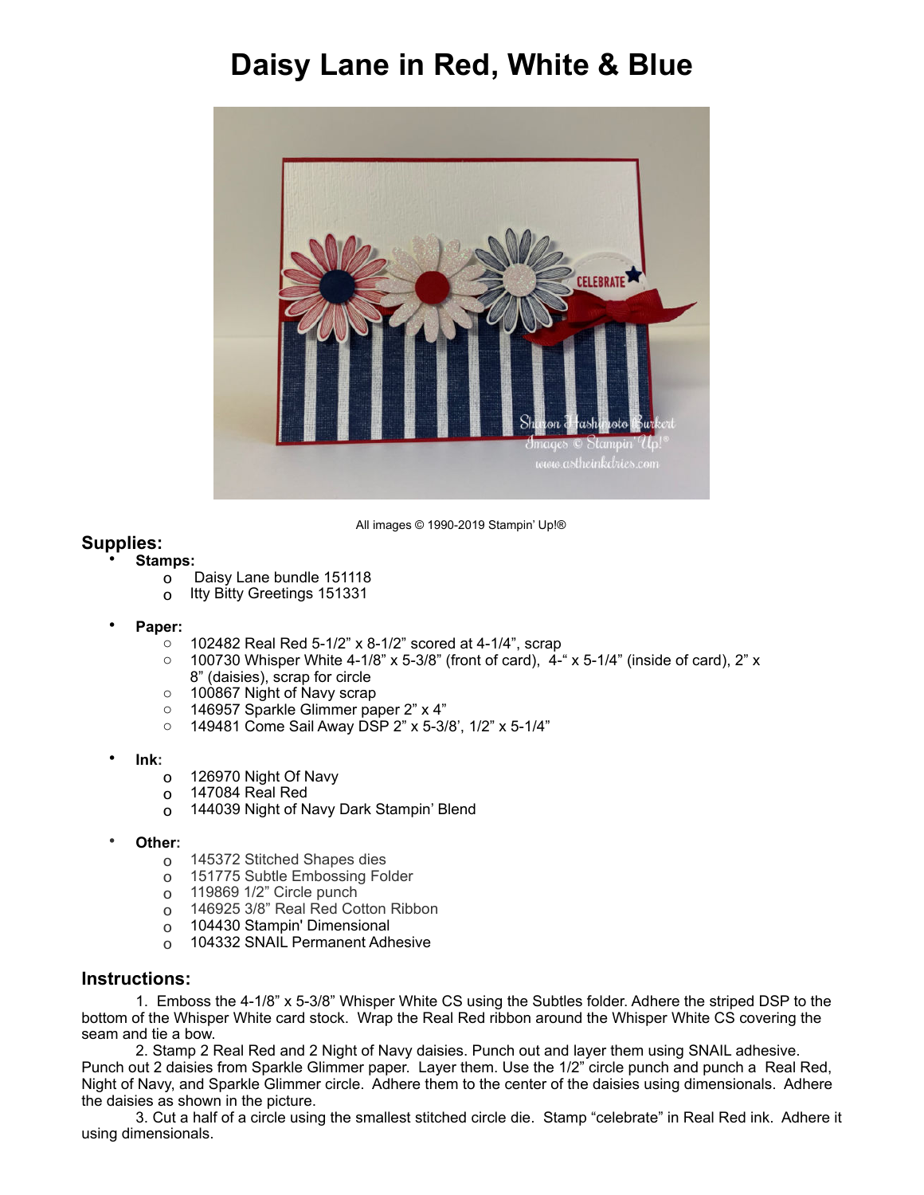# Daisy Lane in Red, White & Blue

All images © 1990-2019 Stampin' Up!®

## Supplies:

- **Stamps:**
  - Daisy Lane bundle 151118
  - Itty Bitty Greetings 151331
- **Paper:**
  - 102482 Real Red 5-1/2" x 8-1/2" scored at 4-1/4", scrap
  - 100730 Whisper White 4-1/8" x 5-3/8" (front of card), 4-" x 5-1/4" (inside of card), 2" x 8" (daisies), scrap for circle
  - 100867 Night of Navy scrap
  - 146957 Sparkle Glimmer paper 2" x 4"
  - 149481 Come Sail Away DSP 2" x 5-3/8', 1/2" x 5-1/4"
- **Ink:**
  - 126970 Night Of Navy
  - 147084 Real Red
  - 144039 Night of Navy Dark Stampin' Blend
- **Other:**
  - 145372 Stitched Shapes dies
  - 151775 Subtle Embossing Folder
  - 119869 1/2" Circle punch
  - 146925 3/8" Real Red Cotton Ribbon
  - 104430 Stampin' Dimensional
  - 104332 SNAIL Permanent Adhesive

## Instructions:

1. Emboss the 4-1/8" x 5-3/8" Whisper White CS using the Subtles folder. Adhere the striped DSP to the bottom of the Whisper White card stock. Wrap the Real Red ribbon around the Whisper White CS covering the seam and tie a bow.
2. Stamp 2 Real Red and 2 Night of Navy daisies. Punch out and layer them using SNAIL adhesive. Punch out 2 daisies from Sparkle Glimmer paper. Layer them. Use the 1/2" circle punch and punch a Real Red, Night of Navy, and Sparkle Glimmer circle. Adhere them to the center of the daisies using dimensionals. Adhere the daisies as shown in the picture.
3. Cut a half of a circle using the smallest stitched circle die. Stamp "celebrate" in Real Red ink. Adhere it using dimensionals.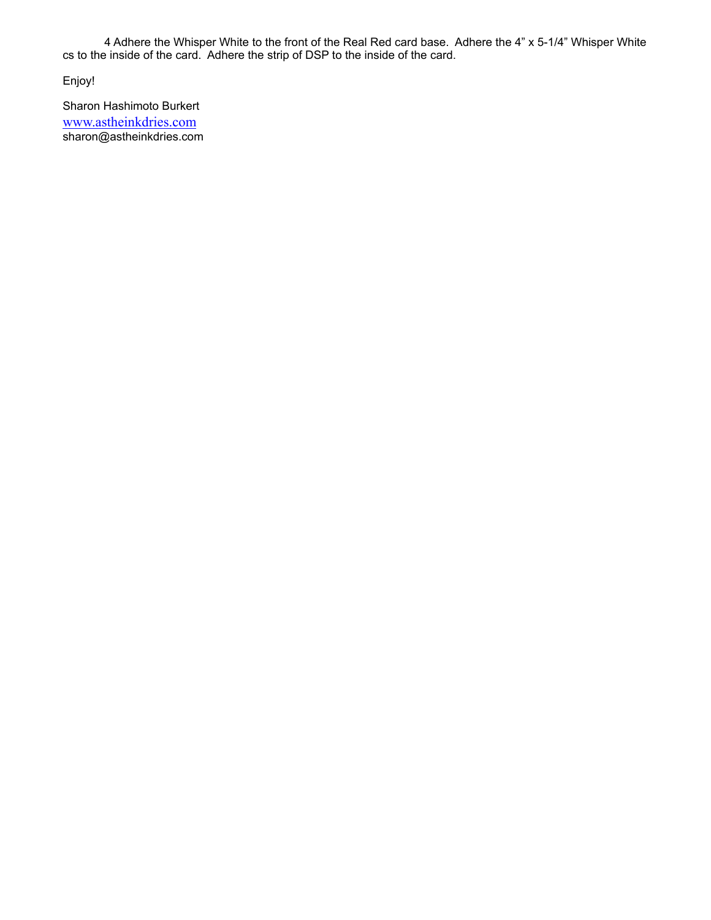4 Adhere the Whisper White to the front of the Real Red card base. Adhere the 4" x 5-1/4" Whisper White cs to the inside of the card. Adhere the strip of DSP to the inside of the card.

Enjoy!

Sharon Hashimoto Burkert
www.astheinkdries.com
sharon@astheinkdries.com